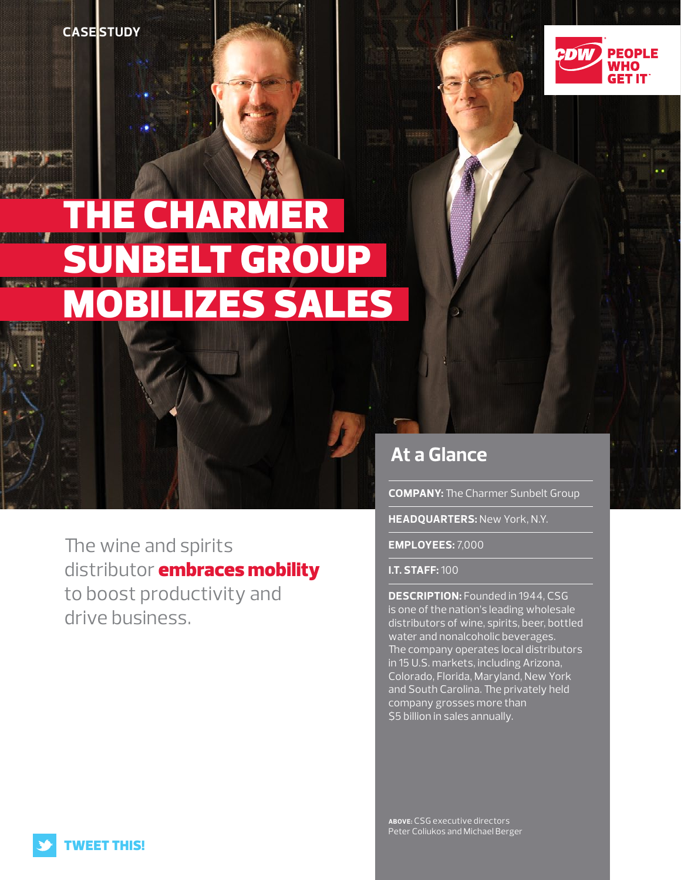CASE STUDY

# THE CHARMER SUNBELT GROUP MOBILIZES SALES

The wine and spirits distributor **embraces mobility** to boost productivity and drive business.

## At a Glance

**COMPANY:** The Charmer Sunbelt Group

**HEADQUARTERS:** New York, N.Y.

**EMPLOYEES:** 7,000

**I.T. STAFF:** 100

**DESCRIPTION:** Founded in 1944, CSG is one of the nation's leading wholesale distributors of wine, spirits, beer, bottled water and nonalcoholic beverages. The company operates local distributors in 15 U.S. markets, including Arizona, Colorado, Florida, Maryland, New York and South Carolina. The privately held company grosses more than $5 billion in sales annually.

**ABOVE:** CSG executive directors Peter Coliukos and Michael Berger

TWEET THIS!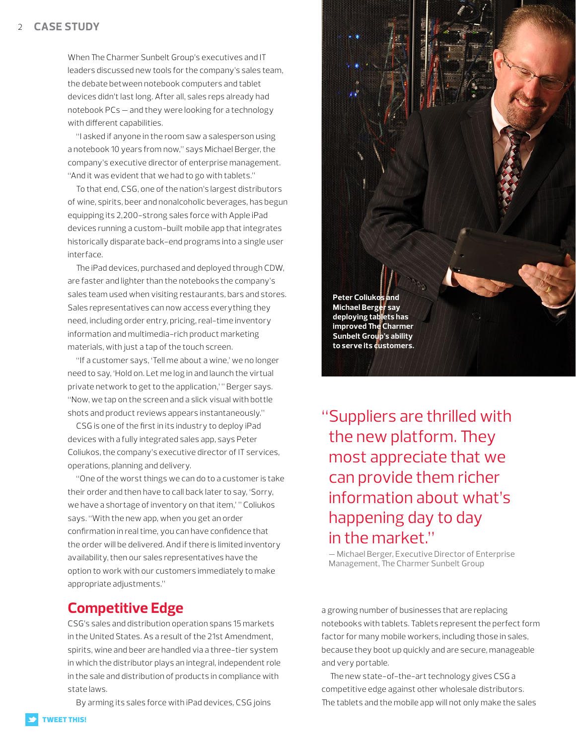When The Charmer Sunbelt Group's executives and IT leaders discussed new tools for the company's sales team, the debate between notebook computers and tablet devices didn't last long. After all, sales reps already had notebook PCs — and they were looking for a technology with different capabilities.

"I asked if anyone in the room saw a salesperson using a notebook 10 years from now," says Michael Berger, the company's executive director of enterprise management. "And it was evident that we had to go with tablets."

To that end, CSG, one of the nation's largest distributors of wine, spirits, beer and nonalcoholic beverages, has begun equipping its 2,200-strong sales force with Apple iPad devices running a custom-built mobile app that integrates historically disparate back-end programs into a single user interface.

The iPad devices, purchased and deployed through CDW, are faster and lighter than the notebooks the company's sales team used when visiting restaurants, bars and stores. Sales representatives can now access everything they need, including order entry, pricing, real-time inventory information and multimedia-rich product marketing materials, with just a tap of the touch screen.

"If a customer says, 'Tell me about a wine,' we no longer need to say, 'Hold on. Let me log in and launch the virtual private network to get to the application,' " Berger says. "Now, we tap on the screen and a slick visual with bottle shots and product reviews appears instantaneously."

CSG is one of the first in its industry to deploy iPad devices with a fully integrated sales app, says Peter Coliukos, the company's executive director of IT services, operations, planning and delivery.

"One of the worst things we can do to a customer is take their order and then have to call back later to say, 'Sorry, we have a shortage of inventory on that item,' " Coliukos says. "With the new app, when you get an order confirmation in real time, you can have confidence that the order will be delivered. And if there is limited inventory availability, then our sales representatives have the option to work with our customers immediately to make appropriate adjustments."

**Peter Coliukos and Michael Berger say deploying tablets has improved The Charmer Sunbelt Group's ability to serve its customers.**

> "Suppliers are thrilled with the new platform. They most appreciate that we can provide them richer information about what's happening day to day in the market."
>
> — Michael Berger, Executive Director of Enterprise Management, The Charmer Sunbelt Group

## Competitive Edge

CSG's sales and distribution operation spans 15 markets in the United States. As a result of the 21st Amendment, spirits, wine and beer are handled via a three-tier system in which the distributor plays an integral, independent role in the sale and distribution of products in compliance with state laws.

By arming its sales force with iPad devices, CSG joins a growing number of businesses that are replacing notebooks with tablets. Tablets represent the perfect form factor for many mobile workers, including those in sales, because they boot up quickly and are secure, manageable and very portable.

The new state-of-the-art technology gives CSG a competitive edge against other wholesale distributors. The tablets and the mobile app will not only make the sales

TWEET THIS!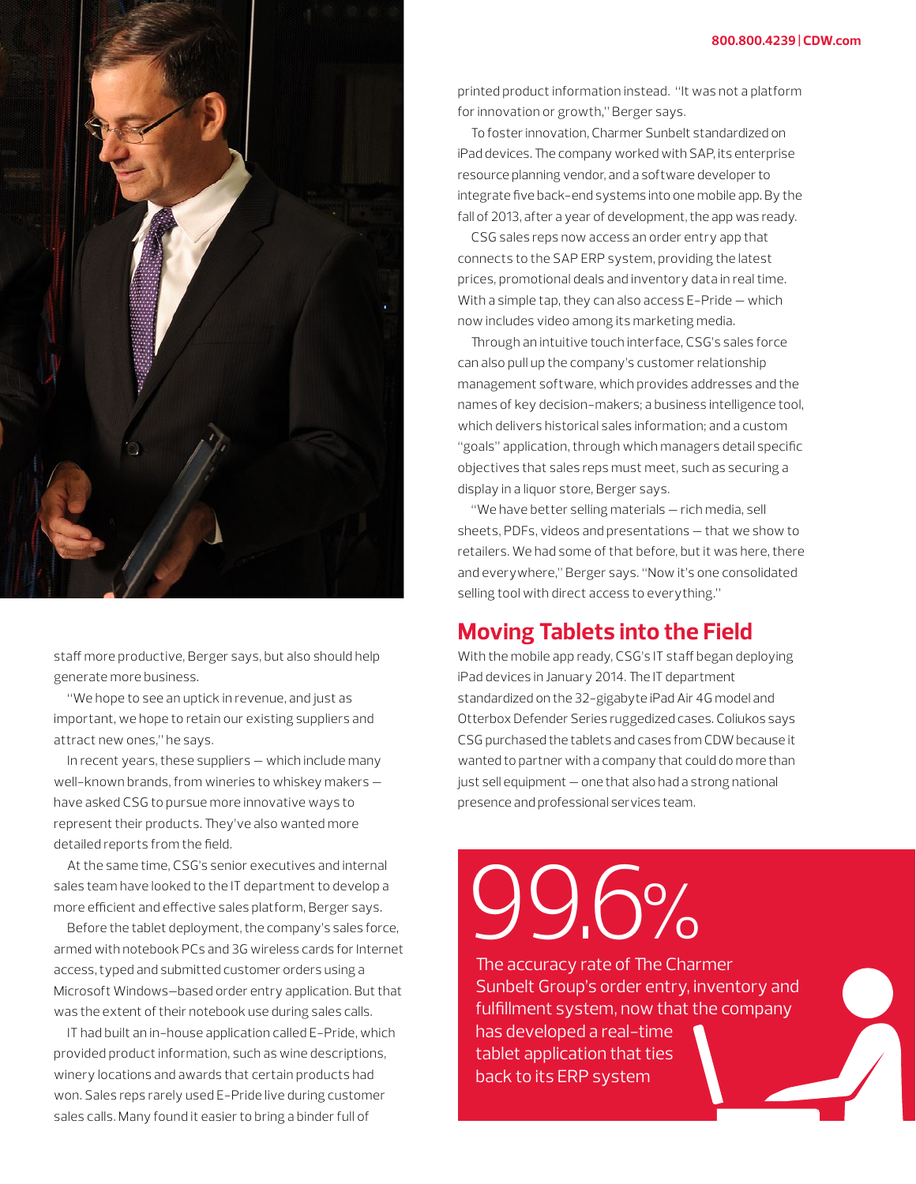staff more productive, Berger says, but also should help generate more business.

"We hope to see an uptick in revenue, and just as important, we hope to retain our existing suppliers and attract new ones," he says.

In recent years, these suppliers — which include many well-known brands, from wineries to whiskey makers — have asked CSG to pursue more innovative ways to represent their products. They've also wanted more detailed reports from the field.

At the same time, CSG's senior executives and internal sales team have looked to the IT department to develop a more efficient and effective sales platform, Berger says.

Before the tablet deployment, the company's sales force, armed with notebook PCs and 3G wireless cards for Internet access, typed and submitted customer orders using a Microsoft Windows–based order entry application. But that was the extent of their notebook use during sales calls.

IT had built an in-house application called E-Pride, which provided product information, such as wine descriptions, winery locations and awards that certain products had won. Sales reps rarely used E-Pride live during customer sales calls. Many found it easier to bring a binder full of printed product information instead. "It was not a platform for innovation or growth," Berger says.

To foster innovation, Charmer Sunbelt standardized on iPad devices. The company worked with SAP, its enterprise resource planning vendor, and a software developer to integrate five back-end systems into one mobile app. By the fall of 2013, after a year of development, the app was ready.

CSG sales reps now access an order entry app that connects to the SAP ERP system, providing the latest prices, promotional deals and inventory data in real time. With a simple tap, they can also access E-Pride — which now includes video among its marketing media.

Through an intuitive touch interface, CSG's sales force can also pull up the company's customer relationship management software, which provides addresses and the names of key decision-makers; a business intelligence tool, which delivers historical sales information; and a custom "goals" application, through which managers detail specific objectives that sales reps must meet, such as securing a display in a liquor store, Berger says.

"We have better selling materials — rich media, sell sheets, PDFs, videos and presentations — that we show to retailers. We had some of that before, but it was here, there and everywhere," Berger says. "Now it's one consolidated selling tool with direct access to everything."

## Moving Tablets into the Field

With the mobile app ready, CSG's IT staff began deploying iPad devices in January 2014. The IT department standardized on the 32-gigabyte iPad Air 4G model and Otterbox Defender Series ruggedized cases. Coliukos says CSG purchased the tablets and cases from CDW because it wanted to partner with a company that could do more than just sell equipment — one that also had a strong national presence and professional services team.

**99.6%**

The accuracy rate of The Charmer Sunbelt Group's order entry, inventory and fulfillment system, now that the company has developed a real-time tablet application that ties back to its ERP system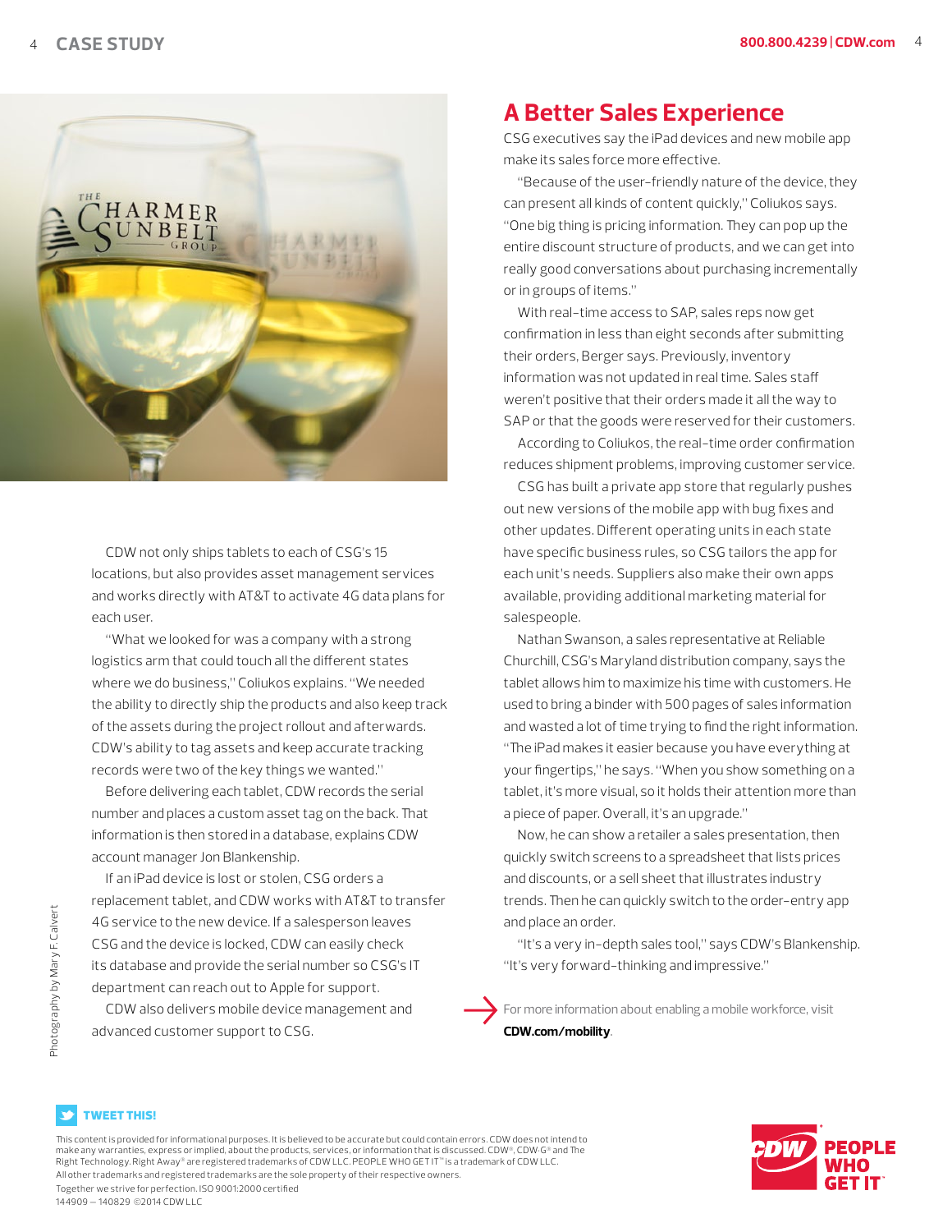CDW not only ships tablets to each of CSG's 15 locations, but also provides asset management services and works directly with AT&T to activate 4G data plans for each user.

"What we looked for was a company with a strong logistics arm that could touch all the different states where we do business," Coliukos explains. "We needed the ability to directly ship the products and also keep track of the assets during the project rollout and afterwards. CDW's ability to tag assets and keep accurate tracking records were two of the key things we wanted."

Before delivering each tablet, CDW records the serial number and places a custom asset tag on the back. That information is then stored in a database, explains CDW account manager Jon Blankenship.

If an iPad device is lost or stolen, CSG orders a replacement tablet, and CDW works with AT&T to transfer 4G service to the new device. If a salesperson leaves CSG and the device is locked, CDW can easily check its database and provide the serial number so CSG's IT department can reach out to Apple for support.

CDW also delivers mobile device management and advanced customer support to CSG.

Photography by Mary F. Calvert

## A Better Sales Experience

CSG executives say the iPad devices and new mobile app make its sales force more effective.

"Because of the user-friendly nature of the device, they can present all kinds of content quickly," Coliukos says. "One big thing is pricing information. They can pop up the entire discount structure of products, and we can get into really good conversations about purchasing incrementally or in groups of items."

With real-time access to SAP, sales reps now get confirmation in less than eight seconds after submitting their orders, Berger says. Previously, inventory information was not updated in real time. Sales staff weren't positive that their orders made it all the way to SAP or that the goods were reserved for their customers.

According to Coliukos, the real-time order confirmation reduces shipment problems, improving customer service.

CSG has built a private app store that regularly pushes out new versions of the mobile app with bug fixes and other updates. Different operating units in each state have specific business rules, so CSG tailors the app for each unit's needs. Suppliers also make their own apps available, providing additional marketing material for salespeople.

Nathan Swanson, a sales representative at Reliable Churchill, CSG's Maryland distribution company, says the tablet allows him to maximize his time with customers. He used to bring a binder with 500 pages of sales information and wasted a lot of time trying to find the right information. "The iPad makes it easier because you have everything at your fingertips," he says. "When you show something on a tablet, it's more visual, so it holds their attention more than a piece of paper. Overall, it's an upgrade."

Now, he can show a retailer a sales presentation, then quickly switch screens to a spreadsheet that lists prices and discounts, or a sell sheet that illustrates industry trends. Then he can quickly switch to the order-entry app and place an order.

"It's a very in-depth sales tool," says CDW's Blankenship. "It's very forward-thinking and impressive."

For more information about enabling a mobile workforce, visit **CDW.com/mobility**.

**TWEET THIS!**

This content is provided for informational purposes. It is believed to be accurate but could contain errors. CDW does not intend to make any warranties, express or implied, about the products, services, or information that is discussed. CDW®, CDW·G® and The Right Technology. Right Away® are registered trademarks of CDW LLC. PEOPLE WHO GET IT™ is a trademark of CDW LLC. All other trademarks and registered trademarks are the sole property of their respective owners.

Together we strive for perfection. ISO 9001:2000 certified

144909 — 140829 ©2014 CDW LLC

CDW PEOPLE WHO GET IT™